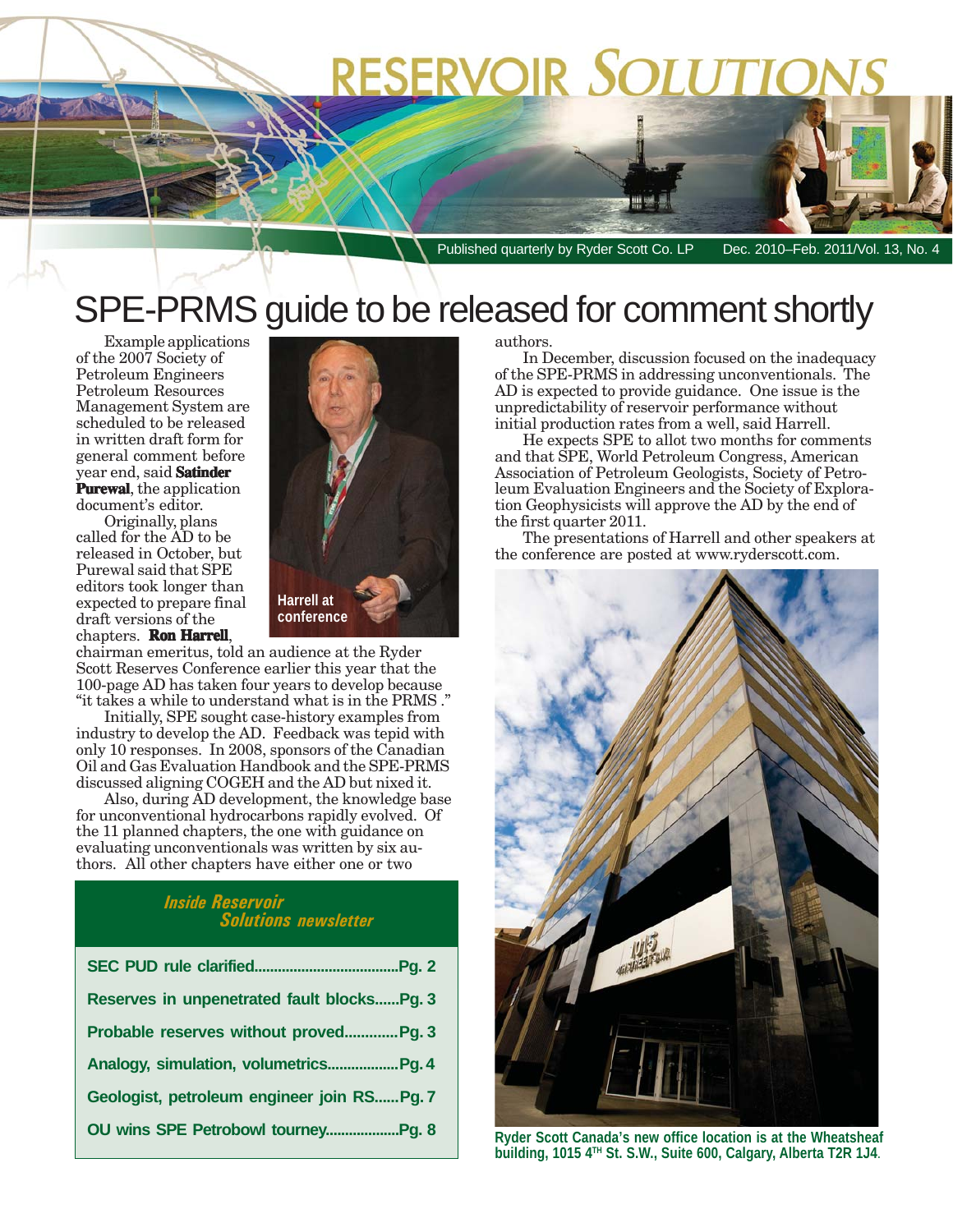# RESERVOIR SOLUTIONS

Published quarterly by Ryder Scott Co. LP    Dec. 2010–Feb. 2011/Vol. 13, No. 4

# SPE-PRMS guide to be released for comment shortly

Example applications of the 2007 Society of Petroleum Engineers Petroleum Resources Management System are scheduled to be released in written draft form for general comment before year end, said **Satinder Purewal**, the application document's editor.

Originally, plans called for the AD to be released in October, but Purewal said that SPE editors took longer than expected to prepare final draft versions of the chapters. **Ron Harrell**, chairman emeritus, told an audience at the Ryder Scott Reserves Conference earlier this year that the 100-page AD has taken four years to develop because "it takes a while to understand what is in the PRMS ."

Harrell at conference

Initially, SPE sought case-history examples from industry to develop the AD. Feedback was tepid with only 10 responses. In 2008, sponsors of the Canadian Oil and Gas Evaluation Handbook and the SPE-PRMS discussed aligning COGEH and the AD but nixed it.

Also, during AD development, the knowledge base for unconventional hydrocarbons rapidly evolved. Of the 11 planned chapters, the one with guidance on evaluating unconventionals was written by six authors. All other chapters have either one or two authors.

In December, discussion focused on the inadequacy of the SPE-PRMS in addressing unconventionals. The AD is expected to provide guidance. One issue is the unpredictability of reservoir performance without initial production rates from a well, said Harrell.

He expects SPE to allot two months for comments and that SPE, World Petroleum Congress, American Association of Petroleum Geologists, Society of Petroleum Evaluation Engineers and the Society of Exploration Geophysicists will approve the AD by the end of the first quarter 2011.

The presentations of Harrell and other speakers at the conference are posted at www.ryderscott.com.

***Inside Reservoir Solutions newsletter***

- SEC PUD rule clarified....................................Pg. 2
- Reserves in unpenetrated fault blocks......Pg. 3
- Probable reserves without proved.............Pg. 3
- Analogy, simulation, volumetrics..................Pg. 4
- Geologist, petroleum engineer join RS......Pg. 7
- OU wins SPE Petrobowl tourney...................Pg. 8

**Ryder Scott Canada's new office location is at the Wheatsheaf building, 1015 4TH St. S.W., Suite 600, Calgary, Alberta T2R 1J4.**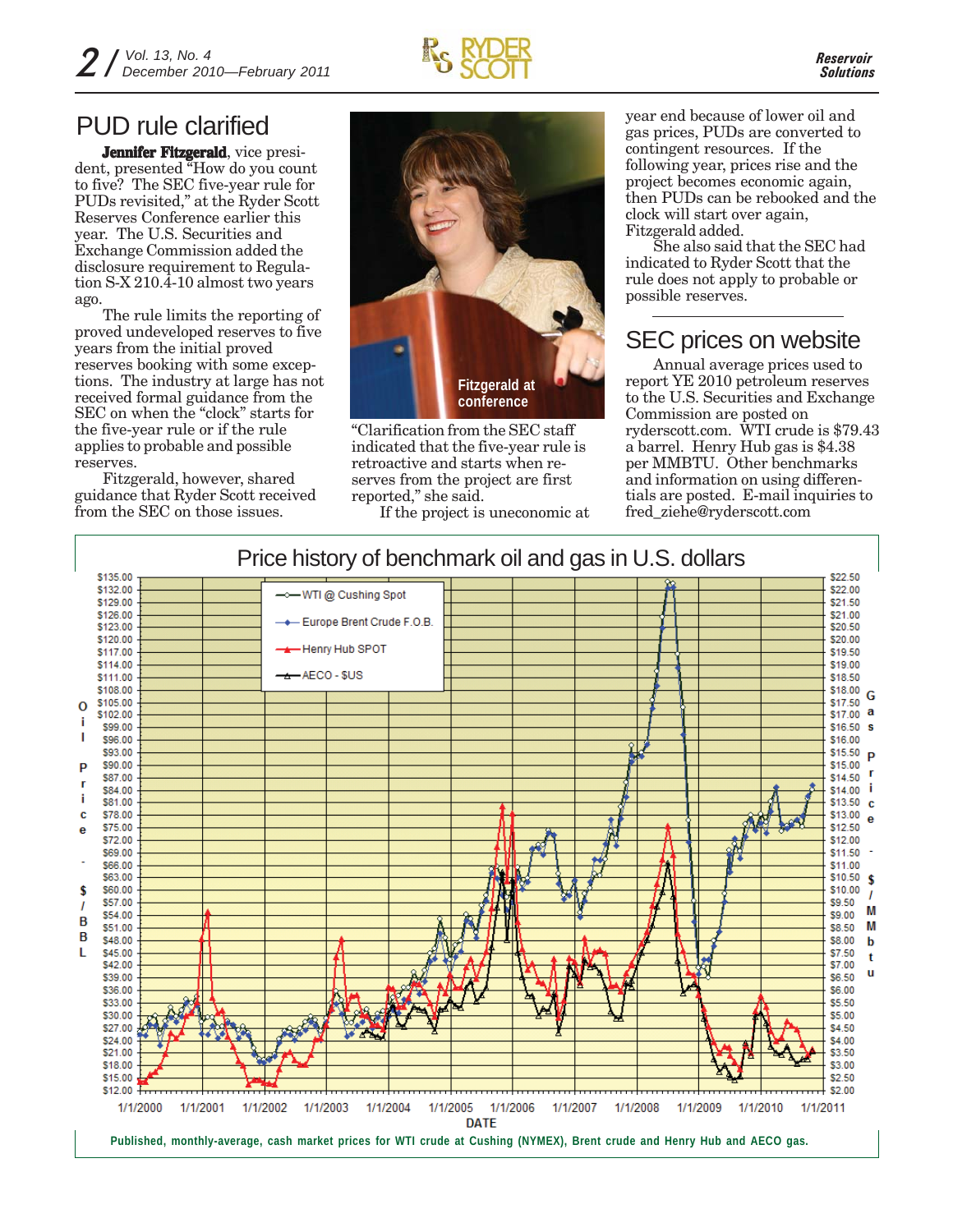# PUD rule clarified

**Jennifer Fitzgerald**, vice president, presented "How do you count to five? The SEC five-year rule for PUDs revisited," at the Ryder Scott Reserves Conference earlier this year. The U.S. Securities and Exchange Commission added the disclosure requirement to Regulation S-X 210.4-10 almost two years ago.

The rule limits the reporting of proved undeveloped reserves to five years from the initial proved reserves booking with some exceptions. The industry at large has not received formal guidance from the SEC on when the "clock" starts for the five-year rule or if the rule applies to probable and possible reserves.

Fitzgerald, however, shared guidance that Ryder Scott received from the SEC on those issues.

Fitzgerald at conference

"Clarification from the SEC staff indicated that the five-year rule is retroactive and starts when reserves from the project are first reported," she said.

If the project is uneconomic at year end because of lower oil and gas prices, PUDs are converted to contingent resources. If the following year, prices rise and the project becomes economic again, then PUDs can be rebooked and the clock will start over again, Fitzgerald added.

She also said that the SEC had indicated to Ryder Scott that the rule does not apply to probable or possible reserves.

# SEC prices on website

Annual average prices used to report YE 2010 petroleum reserves to the U.S. Securities and Exchange Commission are posted on ryderscott.com. WTI crude is $79.43 a barrel. Henry Hub gas is $4.38 per MMBTU. Other benchmarks and information on using differentials are posted. E-mail inquiries to fred_ziehe@ryderscott.com

## Price history of benchmark oil and gas in U.S. dollars

Published, monthly-average, cash market prices for WTI crude at Cushing (NYMEX), Brent crude and Henry Hub and AECO gas.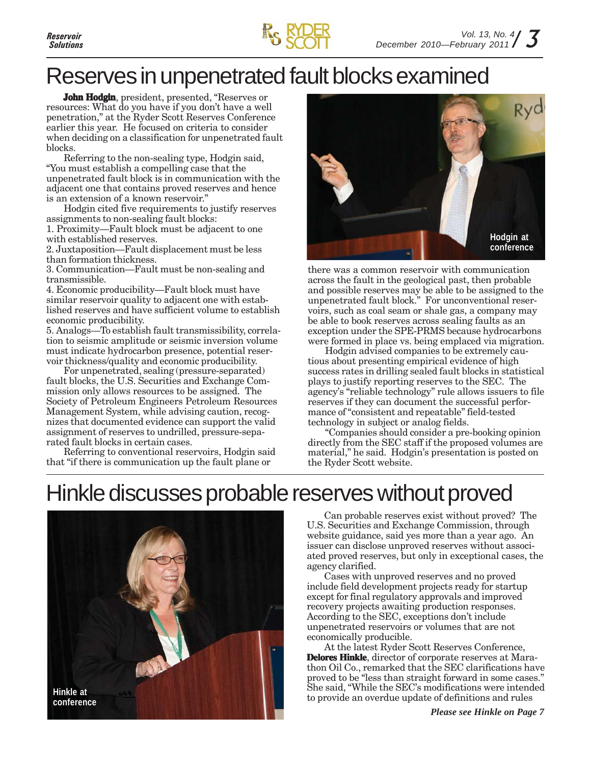# Reserves in unpenetrated fault blocks examined

**John Hodgin**, president, presented, "Reserves or resources: What do you have if you don't have a well penetration," at the Ryder Scott Reserves Conference earlier this year. He focused on criteria to consider when deciding on a classification for unpenetrated fault blocks.

Referring to the non-sealing type, Hodgin said, "You must establish a compelling case that the unpenetrated fault block is in communication with the adjacent one that contains proved reserves and hence is an extension of a known reservoir."

Hodgin cited five requirements to justify reserves assignments to non-sealing fault blocks:

1. Proximity—Fault block must be adjacent to one with established reserves.
2. Juxtaposition—Fault displacement must be less than formation thickness.
3. Communication—Fault must be non-sealing and transmissible.
4. Economic producibility—Fault block must have similar reservoir quality to adjacent one with established reserves and have sufficient volume to establish economic producibility.
5. Analogs—To establish fault transmissibility, correlation to seismic amplitude or seismic inversion volume must indicate hydrocarbon presence, potential reservoir thickness/quality and economic producibility.

For unpenetrated, sealing (pressure-separated) fault blocks, the U.S. Securities and Exchange Commission only allows resources to be assigned. The Society of Petroleum Engineers Petroleum Resources Management System, while advising caution, recognizes that documented evidence can support the valid assignment of reserves to undrilled, pressure-separated fault blocks in certain cases.

Referring to conventional reservoirs, Hodgin said that "if there is communication up the fault plane or there was a common reservoir with communication across the fault in the geological past, then probable and possible reserves may be able to be assigned to the unpenetrated fault block." For unconventional reservoirs, such as coal seam or shale gas, a company may be able to book reserves across sealing faults as an exception under the SPE-PRMS because hydrocarbons were formed in place vs. being emplaced via migration.

Hodgin at conference

Hodgin advised companies to be extremely cautious about presenting empirical evidence of high success rates in drilling sealed fault blocks in statistical plays to justify reporting reserves to the SEC. The agency's "reliable technology" rule allows issuers to file reserves if they can document the successful performance of "consistent and repeatable" field-tested technology in subject or analog fields.

"Companies should consider a pre-booking opinion directly from the SEC staff if the proposed volumes are material," he said. Hodgin's presentation is posted on the Ryder Scott website.

# Hinkle discusses probable reserves without proved

Hinkle at conference

Can probable reserves exist without proved? The U.S. Securities and Exchange Commission, through website guidance, said yes more than a year ago. An issuer can disclose unproved reserves without associated proved reserves, but only in exceptional cases, the agency clarified.

Cases with unproved reserves and no proved include field development projects ready for startup except for final regulatory approvals and improved recovery projects awaiting production responses. According to the SEC, exceptions don't include unpenetrated reservoirs or volumes that are not economically producible.

At the latest Ryder Scott Reserves Conference, **Delores Hinkle**, director of corporate reserves at Marathon Oil Co., remarked that the SEC clarifications have proved to be "less than straight forward in some cases." She said, "While the SEC's modifications were intended to provide an overdue update of definitions and rules

***Please see Hinkle on Page 7***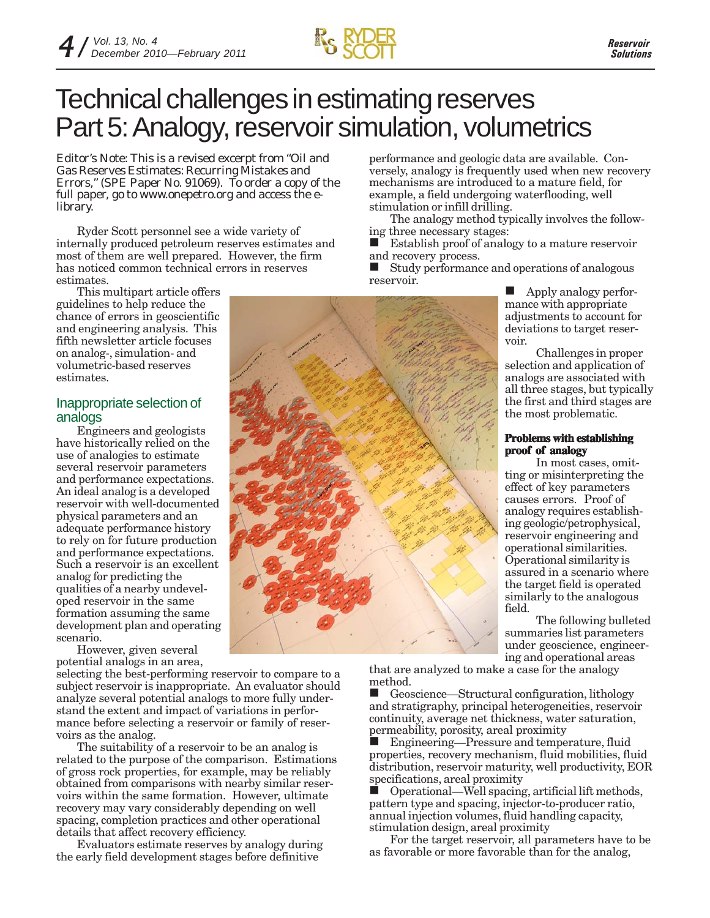# Technical challenges in estimating reserves Part 5: Analogy, reservoir simulation, volumetrics

*Editor's Note: This is a revised excerpt from "Oil and Gas Reserves Estimates: Recurring Mistakes and Errors," (SPE Paper No. 91069). To order a copy of the full paper, go to www.onepetro.org and access the e-library.*

Ryder Scott personnel see a wide variety of internally produced petroleum reserves estimates and most of them are well prepared. However, the firm has noticed common technical errors in reserves estimates.

This multipart article offers guidelines to help reduce the chance of errors in geoscientific and engineering analysis. This fifth newsletter article focuses on analog-, simulation- and volumetric-based reserves estimates.

## Inappropriate selection of analogs

Engineers and geologists have historically relied on the use of analogies to estimate several reservoir parameters and performance expectations. An ideal analog is a developed reservoir with well-documented physical parameters and an adequate performance history to rely on for future production and performance expectations. Such a reservoir is an excellent analog for predicting the qualities of a nearby undeveloped reservoir in the same formation assuming the same development plan and operating scenario.

However, given several potential analogs in an area, selecting the best-performing reservoir to compare to a subject reservoir is inappropriate. An evaluator should analyze several potential analogs to more fully understand the extent and impact of variations in performance before selecting a reservoir or family of reservoirs as the analog.

The suitability of a reservoir to be an analog is related to the purpose of the comparison. Estimations of gross rock properties, for example, may be reliably obtained from comparisons with nearby similar reservoirs within the same formation. However, ultimate recovery may vary considerably depending on well spacing, completion practices and other operational details that affect recovery efficiency.

Evaluators estimate reserves by analogy during the early field development stages before definitive performance and geologic data are available. Conversely, analogy is frequently used when new recovery mechanisms are introduced to a mature field, for example, a field undergoing waterflooding, well stimulation or infill drilling.

The analogy method typically involves the following three necessary stages:

- Establish proof of analogy to a mature reservoir and recovery process.
- Study performance and operations of analogous reservoir.
- Apply analogy performance with appropriate adjustments to account for deviations to target reservoir.

Challenges in proper selection and application of analogs are associated with all three stages, but typically the first and third stages are the most problematic.

### Problems with establishing proof of analogy

In most cases, omitting or misinterpreting the effect of key parameters causes errors. Proof of analogy requires establishing geologic/petrophysical, reservoir engineering and operational similarities. Operational similarity is assured in a scenario where the target field is operated similarly to the analogous field.

The following bulleted summaries list parameters under geoscience, engineering and operational areas that are analyzed to make a case for the analogy method.

- Geoscience—Structural configuration, lithology and stratigraphy, principal heterogeneities, reservoir continuity, average net thickness, water saturation, permeability, porosity, areal proximity
- Engineering—Pressure and temperature, fluid properties, recovery mechanism, fluid mobilities, fluid distribution, reservoir maturity, well productivity, EOR specifications, areal proximity
- Operational—Well spacing, artificial lift methods, pattern type and spacing, injector-to-producer ratio, annual injection volumes, fluid handling capacity, stimulation design, areal proximity

For the target reservoir, all parameters have to be as favorable or more favorable than for the analog,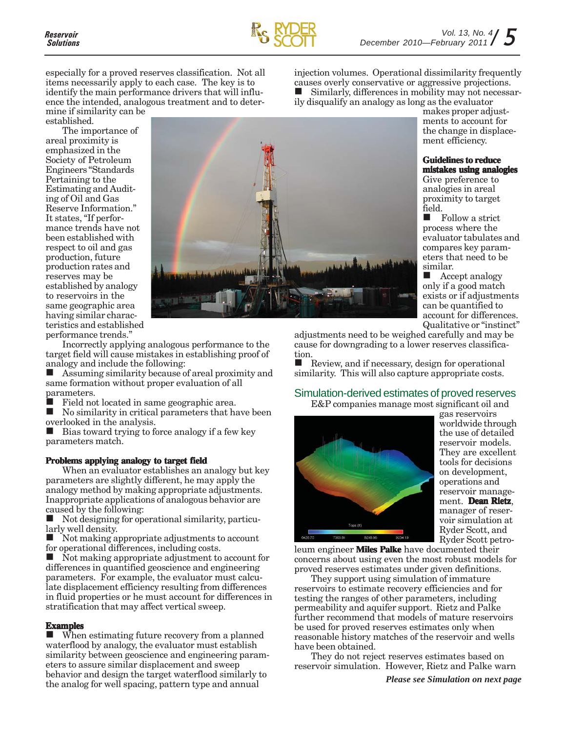especially for a proved reserves classification. Not all items necessarily apply to each case. The key is to identify the main performance drivers that will influence the intended, analogous treatment and to determine if similarity can be established.

The importance of areal proximity is emphasized in the Society of Petroleum Engineers "Standards Pertaining to the Estimating and Auditing of Oil and Gas Reserve Information." It states, "If performance trends have not been established with respect to oil and gas production, future production rates and reserves may be established by analogy to reservoirs in the same geographic area having similar characteristics and established performance trends."

Incorrectly applying analogous performance to the target field will cause mistakes in establishing proof of analogy and include the following:

- Assuming similarity because of areal proximity and same formation without proper evaluation of all parameters.
- Field not located in same geographic area.
- No similarity in critical parameters that have been overlooked in the analysis.
- Bias toward trying to force analogy if a few key parameters match.

### Problems applying analogy to target field

When an evaluator establishes an analogy but key parameters are slightly different, he may apply the analogy method by making appropriate adjustments. Inappropriate applications of analogous behavior are caused by the following:

- Not designing for operational similarity, particularly well density.
- Not making appropriate adjustments to account for operational differences, including costs.
- Not making appropriate adjustment to account for differences in quantified geoscience and engineering parameters. For example, the evaluator must calculate displacement efficiency resulting from differences in fluid properties or he must account for differences in stratification that may affect vertical sweep.

### Examples

- When estimating future recovery from a planned waterflood by analogy, the evaluator must establish similarity between geoscience and engineering parameters to assure similar displacement and sweep behavior and design the target waterflood similarly to the analog for well spacing, pattern type and annual injection volumes. Operational dissimilarity frequently causes overly conservative or aggressive projections.
- Similarly, differences in mobility may not necessarily disqualify an analogy as long as the evaluator makes proper adjustments to account for the change in displacement efficiency.

### Guidelines to reduce mistakes using analogies

Give preference to analogies in areal proximity to target field.

- Follow a strict process where the evaluator tabulates and compares key parameters that need to be similar.
- Accept analogy only if a good match exists or if adjustments can be quantified to account for differences. Qualitative or "instinct" adjustments need to be weighed carefully and may be cause for downgrading to a lower reserves classification.
- Review, and if necessary, design for operational similarity. This will also capture appropriate costs.

## Simulation-derived estimates of proved reserves

E&P companies manage most significant oil and gas reservoirs worldwide through the use of detailed reservoir models. They are excellent tools for decisions on development, operations and reservoir management. **Dean Rietz**, manager of reservoir simulation at Ryder Scott, and Ryder Scott petroleum engineer **Miles Palke** have documented their concerns about using even the most robust models for proved reserves estimates under given definitions.

They support using simulation of immature reservoirs to estimate recovery efficiencies and for testing the ranges of other parameters, including permeability and aquifer support. Rietz and Palke further recommend that models of mature reservoirs be used for proved reserves estimates only when reasonable history matches of the reservoir and wells have been obtained.

They do not reject reserves estimates based on reservoir simulation. However, Rietz and Palke warn

*Please see Simulation on next page*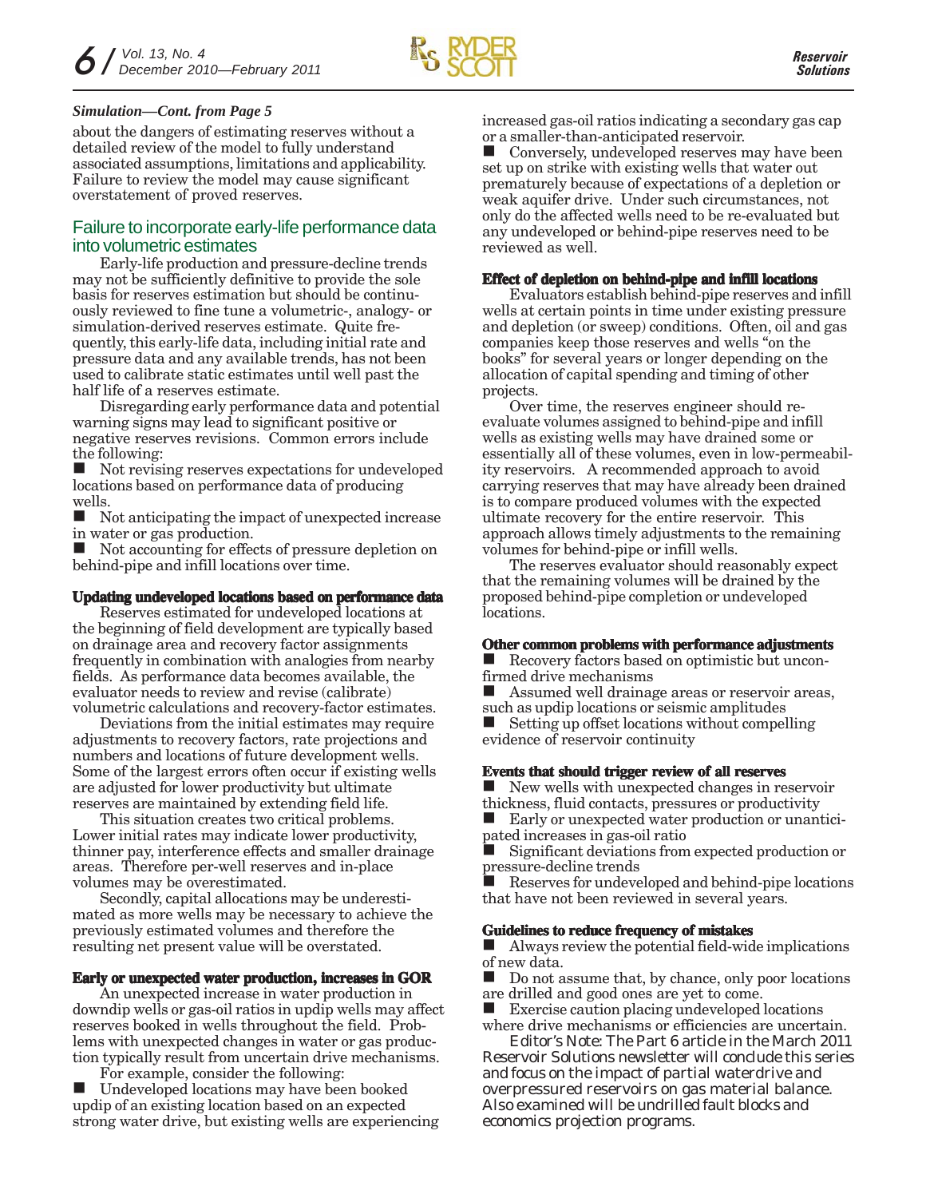*Simulation—Cont. from Page 5*

about the dangers of estimating reserves without a detailed review of the model to fully understand associated assumptions, limitations and applicability. Failure to review the model may cause significant overstatement of proved reserves.

## Failure to incorporate early-life performance data into volumetric estimates

Early-life production and pressure-decline trends may not be sufficiently definitive to provide the sole basis for reserves estimation but should be continuously reviewed to fine tune a volumetric-, analogy- or simulation-derived reserves estimate. Quite frequently, this early-life data, including initial rate and pressure data and any available trends, has not been used to calibrate static estimates until well past the half life of a reserves estimate.

Disregarding early performance data and potential warning signs may lead to significant positive or negative reserves revisions. Common errors include the following:

- Not revising reserves expectations for undeveloped locations based on performance data of producing wells.
- Not anticipating the impact of unexpected increase in water or gas production.
- Not accounting for effects of pressure depletion on behind-pipe and infill locations over time.

### Updating undeveloped locations based on performance data

Reserves estimated for undeveloped locations at the beginning of field development are typically based on drainage area and recovery factor assignments frequently in combination with analogies from nearby fields. As performance data becomes available, the evaluator needs to review and revise (calibrate) volumetric calculations and recovery-factor estimates.

Deviations from the initial estimates may require adjustments to recovery factors, rate projections and numbers and locations of future development wells. Some of the largest errors often occur if existing wells are adjusted for lower productivity but ultimate reserves are maintained by extending field life.

This situation creates two critical problems. Lower initial rates may indicate lower productivity, thinner pay, interference effects and smaller drainage areas. Therefore per-well reserves and in-place volumes may be overestimated.

Secondly, capital allocations may be underestimated as more wells may be necessary to achieve the previously estimated volumes and therefore the resulting net present value will be overstated.

### Early or unexpected water production, increases in GOR

An unexpected increase in water production in downdip wells or gas-oil ratios in updip wells may affect reserves booked in wells throughout the field. Problems with unexpected changes in water or gas production typically result from uncertain drive mechanisms.

For example, consider the following:

- Undeveloped locations may have been booked updip of an existing location based on an expected strong water drive, but existing wells are experiencing increased gas-oil ratios indicating a secondary gas cap or a smaller-than-anticipated reservoir.
- Conversely, undeveloped reserves may have been set up on strike with existing wells that water out prematurely because of expectations of a depletion or weak aquifer drive. Under such circumstances, not only do the affected wells need to be re-evaluated but any undeveloped or behind-pipe reserves need to be reviewed as well.

### Effect of depletion on behind-pipe and infill locations

Evaluators establish behind-pipe reserves and infill wells at certain points in time under existing pressure and depletion (or sweep) conditions. Often, oil and gas companies keep those reserves and wells "on the books" for several years or longer depending on the allocation of capital spending and timing of other projects.

Over time, the reserves engineer should re-evaluate volumes assigned to behind-pipe and infill wells as existing wells may have drained some or essentially all of these volumes, even in low-permeability reservoirs. A recommended approach to avoid carrying reserves that may have already been drained is to compare produced volumes with the expected ultimate recovery for the entire reservoir. This approach allows timely adjustments to the remaining volumes for behind-pipe or infill wells.

The reserves evaluator should reasonably expect that the remaining volumes will be drained by the proposed behind-pipe completion or undeveloped locations.

### Other common problems with performance adjustments

- Recovery factors based on optimistic but unconfirmed drive mechanisms
- Assumed well drainage areas or reservoir areas, such as updip locations or seismic amplitudes
- Setting up offset locations without compelling evidence of reservoir continuity

### Events that should trigger review of all reserves

- New wells with unexpected changes in reservoir thickness, fluid contacts, pressures or productivity
- Early or unexpected water production or unanticipated increases in gas-oil ratio
- Significant deviations from expected production or pressure-decline trends
- Reserves for undeveloped and behind-pipe locations that have not been reviewed in several years.

### Guidelines to reduce frequency of mistakes

- Always review the potential field-wide implications of new data.
- Do not assume that, by chance, only poor locations are drilled and good ones are yet to come.
- Exercise caution placing undeveloped locations where drive mechanisms or efficiencies are uncertain.

*Editor's Note: The Part 6 article in the March 2011 Reservoir Solutions newsletter will conclude this series and focus on the impact of partial waterdrive and overpressured reservoirs on gas material balance. Also examined will be undrilled fault blocks and economics projection programs.*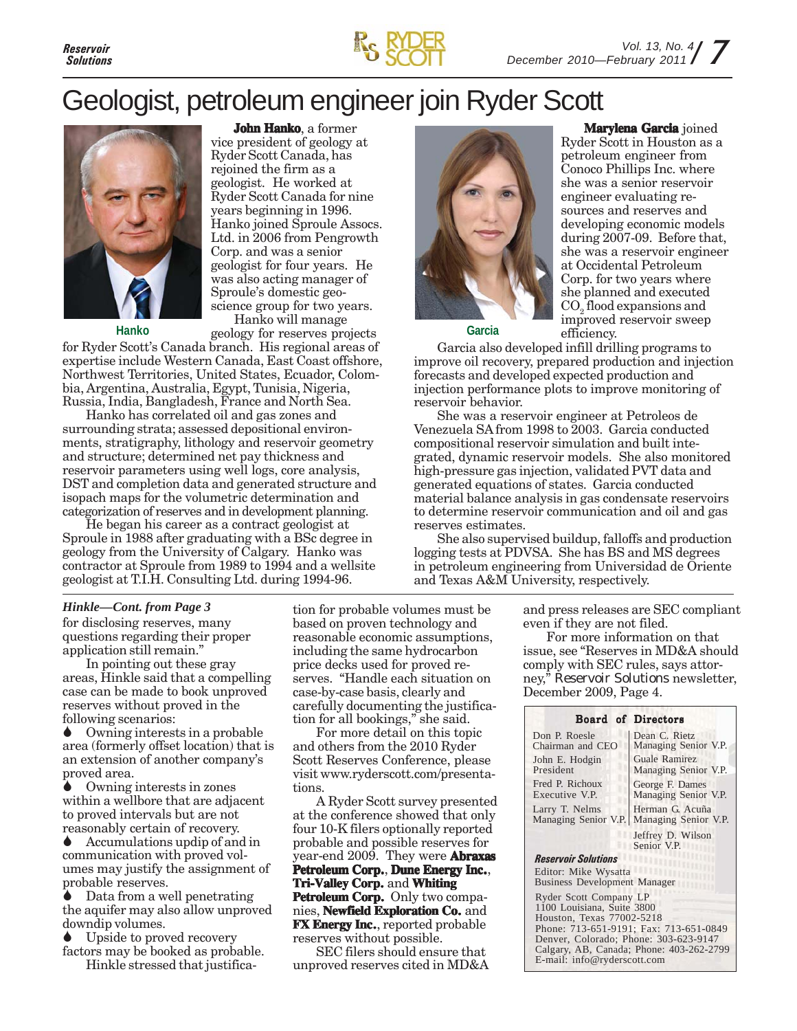# Geologist, petroleum engineer join Ryder Scott

Hanko

**John Hanko**, a former vice president of geology at Ryder Scott Canada, has rejoined the firm as a geologist. He worked at Ryder Scott Canada for nine years beginning in 1996. Hanko joined Sproule Assocs. Ltd. in 2006 from Pengrowth Corp. and was a senior geologist for four years. He was also acting manager of Sproule's domestic geoscience group for two years.

Hanko will manage geology for reserves projects for Ryder Scott's Canada branch. His regional areas of expertise include Western Canada, East Coast offshore, Northwest Territories, United States, Ecuador, Colombia, Argentina, Australia, Egypt, Tunisia, Nigeria, Russia, India, Bangladesh, France and North Sea.

Hanko has correlated oil and gas zones and surrounding strata; assessed depositional environments, stratigraphy, lithology and reservoir geometry and structure; determined net pay thickness and reservoir parameters using well logs, core analysis, DST and completion data and generated structure and isopach maps for the volumetric determination and categorization of reserves and in development planning.

He began his career as a contract geologist at Sproule in 1988 after graduating with a BSc degree in geology from the University of Calgary. Hanko was contractor at Sproule from 1989 to 1994 and a wellsite geologist at T.I.H. Consulting Ltd. during 1994-96.

Garcia

**Marylena Garcia** joined Ryder Scott in Houston as a petroleum engineer from Conoco Phillips Inc. where she was a senior reservoir engineer evaluating resources and reserves and developing economic models during 2007-09. Before that, she was a reservoir engineer at Occidental Petroleum Corp. for two years where she planned and executed $CO_2$ flood expansions and improved reservoir sweep efficiency.

Garcia also developed infill drilling programs to improve oil recovery, prepared production and injection forecasts and developed expected production and injection performance plots to improve monitoring of reservoir behavior.

She was a reservoir engineer at Petroleos de Venezuela SA from 1998 to 2003. Garcia conducted compositional reservoir simulation and built integrated, dynamic reservoir models. She also monitored high-pressure gas injection, validated PVT data and generated equations of states. Garcia conducted material balance analysis in gas condensate reservoirs to determine reservoir communication and oil and gas reserves estimates.

She also supervised buildup, falloffs and production logging tests at PDVSA. She has BS and MS degrees in petroleum engineering from Universidad de Oriente and Texas A&M University, respectively.

---

*Hinkle—Cont. from Page 3*

for disclosing reserves, many questions regarding their proper application still remain."

In pointing out these gray areas, Hinkle said that a compelling case can be made to book unproved reserves without proved in the following scenarios:

- Owning interests in a probable area (formerly offset location) that is an extension of another company's proved area.
- Owning interests in zones within a wellbore that are adjacent to proved intervals but are not reasonably certain of recovery.
- Accumulations updip of and in communication with proved volumes may justify the assignment of probable reserves.
- Data from a well penetrating the aquifer may also allow unproved downdip volumes.
- Upside to proved recovery factors may be booked as probable.

Hinkle stressed that justification for probable volumes must be based on proven technology and reasonable economic assumptions, including the same hydrocarbon price decks used for proved reserves. "Handle each situation on case-by-case basis, clearly and carefully documenting the justification for all bookings," she said.

For more detail on this topic and others from the 2010 Ryder Scott Reserves Conference, please visit www.ryderscott.com/presentations.

A Ryder Scott survey presented at the conference showed that only four 10-K filers optionally reported probable and possible reserves for year-end 2009. They were **Abraxas Petroleum Corp.**, **Dune Energy Inc.**, **Tri-Valley Corp.** and **Whiting Petroleum Corp.** Only two companies, **Newfield Exploration Co.** and **FX Energy Inc.**, reported probable reserves without possible.

SEC filers should ensure that unproved reserves cited in MD&A and press releases are SEC compliant even if they are not filed.

For more information on that issue, see "Reserves in MD&A should comply with SEC rules, says attorney," *Reservoir Solutions* newsletter, December 2009, Page 4.

---

**Board of Directors**

| | |
|---|---|
| Don P. Roesle, Chairman and CEO | Dean C. Rietz, Managing Senior V.P. |
| John E. Hodgin, President | Guale Ramirez, Managing Senior V.P. |
| Fred P. Richoux, Executive V.P. | George F. Dames, Managing Senior V.P. |
| Larry T. Nelms, Managing Senior V.P. | Herman G. Acuña, Managing Senior V.P. |
| | Jeffrey D. Wilson, Senior V.P. |

***Reservoir Solutions***

Editor: Mike Wysatta
Business Development Manager

Ryder Scott Company LP
1100 Louisiana, Suite 3800
Houston, Texas 77002-5218
Phone: 713-651-9191; Fax: 713-651-0849
Denver, Colorado; Phone: 303-623-9147
Calgary, AB, Canada; Phone: 403-262-2799
E-mail: info@ryderscott.com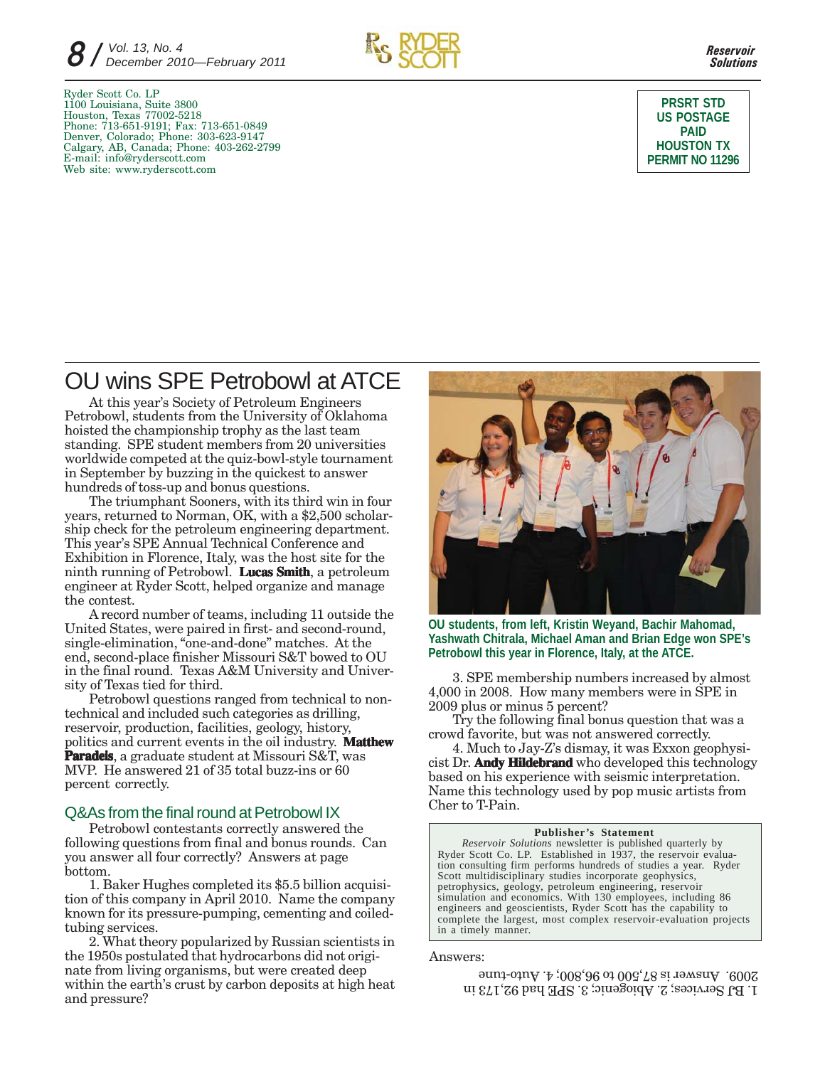Ryder Scott Co. LP
1100 Louisiana, Suite 3800
Houston, Texas 77002-5218
Phone: 713-651-9191; Fax: 713-651-0849
Denver, Colorado; Phone: 303-623-9147
Calgary, AB, Canada; Phone: 403-262-2799
E-mail: info@ryderscott.com
Web site: www.ryderscott.com

PRSRT STD
US POSTAGE
PAID
HOUSTON TX
PERMIT NO 11296

# OU wins SPE Petrobowl at ATCE

At this year's Society of Petroleum Engineers Petrobowl, students from the University of Oklahoma hoisted the championship trophy as the last team standing. SPE student members from 20 universities worldwide competed at the quiz-bowl-style tournament in September by buzzing in the quickest to answer hundreds of toss-up and bonus questions.

The triumphant Sooners, with its third win in four years, returned to Norman, OK, with a $2,500 scholarship check for the petroleum engineering department. This year's SPE Annual Technical Conference and Exhibition in Florence, Italy, was the host site for the ninth running of Petrobowl. **Lucas Smith**, a petroleum engineer at Ryder Scott, helped organize and manage the contest.

A record number of teams, including 11 outside the United States, were paired in first- and second-round, single-elimination, "one-and-done" matches. At the end, second-place finisher Missouri S&T bowed to OU in the final round. Texas A&M University and University of Texas tied for third.

Petrobowl questions ranged from technical to nontechnical and included such categories as drilling, reservoir, production, facilities, geology, history, politics and current events in the oil industry. **Matthew Paradeis**, a graduate student at Missouri S&T, was MVP. He answered 21 of 35 total buzz-ins or 60 percent correctly.

OU students, from left, Kristin Weyand, Bachir Mahomad, Yashwath Chitrala, Michael Aman and Brian Edge won SPE's Petrobowl this year in Florence, Italy, at the ATCE.

## Q&As from the final round at Petrobowl IX

Petrobowl contestants correctly answered the following questions from final and bonus rounds. Can you answer all four correctly? Answers at page bottom.

1. Baker Hughes completed its $5.5 billion acquisition of this company in April 2010. Name the company known for its pressure-pumping, cementing and coiled-tubing services.

2. What theory popularized by Russian scientists in the 1950s postulated that hydrocarbons did not originate from living organisms, but were created deep within the earth's crust by carbon deposits at high heat and pressure?

3. SPE membership numbers increased by almost 4,000 in 2008. How many members were in SPE in 2009 plus or minus 5 percent?

Try the following final bonus question that was a crowd favorite, but was not answered correctly.

4. Much to Jay-Z's dismay, it was Exxon geophysicist Dr. **Andy Hildebrand** who developed this technology based on his experience with seismic interpretation. Name this technology used by pop music artists from Cher to T-Pain.

**Publisher's Statement**

*Reservoir Solutions* newsletter is published quarterly by Ryder Scott Co. LP. Established in 1937, the reservoir evaluation consulting firm performs hundreds of studies a year. Ryder Scott multidisciplinary studies incorporate geophysics, petrophysics, geology, petroleum engineering, reservoir simulation and economics. With 130 employees, including 86 engineers and geoscientists, Ryder Scott has the capability to complete the largest, most complex reservoir-evaluation projects in a timely manner.

Answers:

1. BJ Services; 2. Abiogenic; 3. SPE had 92,173 in 2009. Answer is 87,500 to 96,800; 4. Auto-tune